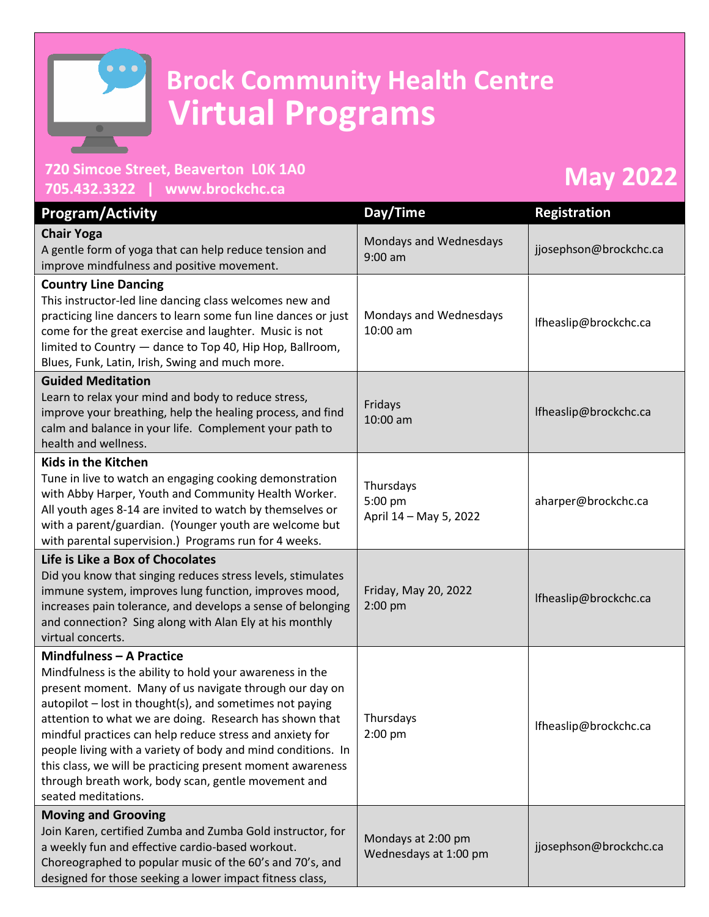# Brock Community Health Centre
# Virtual Programs

**720 Simcoe Street, Beaverton L0K 1A0**
**705.432.3322 | www.brockchc.ca**

## May 2022

| Program/Activity | Day/Time | Registration |
|---|---|---|
| **Chair Yoga**<br>A gentle form of yoga that can help reduce tension and improve mindfulness and positive movement. | Mondays and Wednesdays<br>9:00 am | jjosephson@brockchc.ca |
| **Country Line Dancing**<br>This instructor-led line dancing class welcomes new and practicing line dancers to learn some fun line dances or just come for the great exercise and laughter. Music is not limited to Country — dance to Top 40, Hip Hop, Ballroom, Blues, Funk, Latin, Irish, Swing and much more. | Mondays and Wednesdays<br>10:00 am | lfheaslip@brockchc.ca |
| **Guided Meditation**<br>Learn to relax your mind and body to reduce stress, improve your breathing, help the healing process, and find calm and balance in your life. Complement your path to health and wellness. | Fridays<br>10:00 am | lfheaslip@brockchc.ca |
| **Kids in the Kitchen**<br>Tune in live to watch an engaging cooking demonstration with Abby Harper, Youth and Community Health Worker. All youth ages 8-14 are invited to watch by themselves or with a parent/guardian. (Younger youth are welcome but with parental supervision.) Programs run for 4 weeks. | Thursdays<br>5:00 pm<br>April 14 – May 5, 2022 | aharper@brockchc.ca |
| **Life is Like a Box of Chocolates**<br>Did you know that singing reduces stress levels, stimulates immune system, improves lung function, improves mood, increases pain tolerance, and develops a sense of belonging and connection? Sing along with Alan Ely at his monthly virtual concerts. | Friday, May 20, 2022<br>2:00 pm | lfheaslip@brockchc.ca |
| **Mindfulness – A Practice**<br>Mindfulness is the ability to hold your awareness in the present moment. Many of us navigate through our day on autopilot – lost in thought(s), and sometimes not paying attention to what we are doing. Research has shown that mindful practices can help reduce stress and anxiety for people living with a variety of body and mind conditions. In this class, we will be practicing present moment awareness through breath work, body scan, gentle movement and seated meditations. | Thursdays<br>2:00 pm | lfheaslip@brockchc.ca |
| **Moving and Grooving**<br>Join Karen, certified Zumba and Zumba Gold instructor, for a weekly fun and effective cardio-based workout. Choreographed to popular music of the 60's and 70's, and designed for those seeking a lower impact fitness class, | Mondays at 2:00 pm<br>Wednesdays at 1:00 pm | jjosephson@brockchc.ca |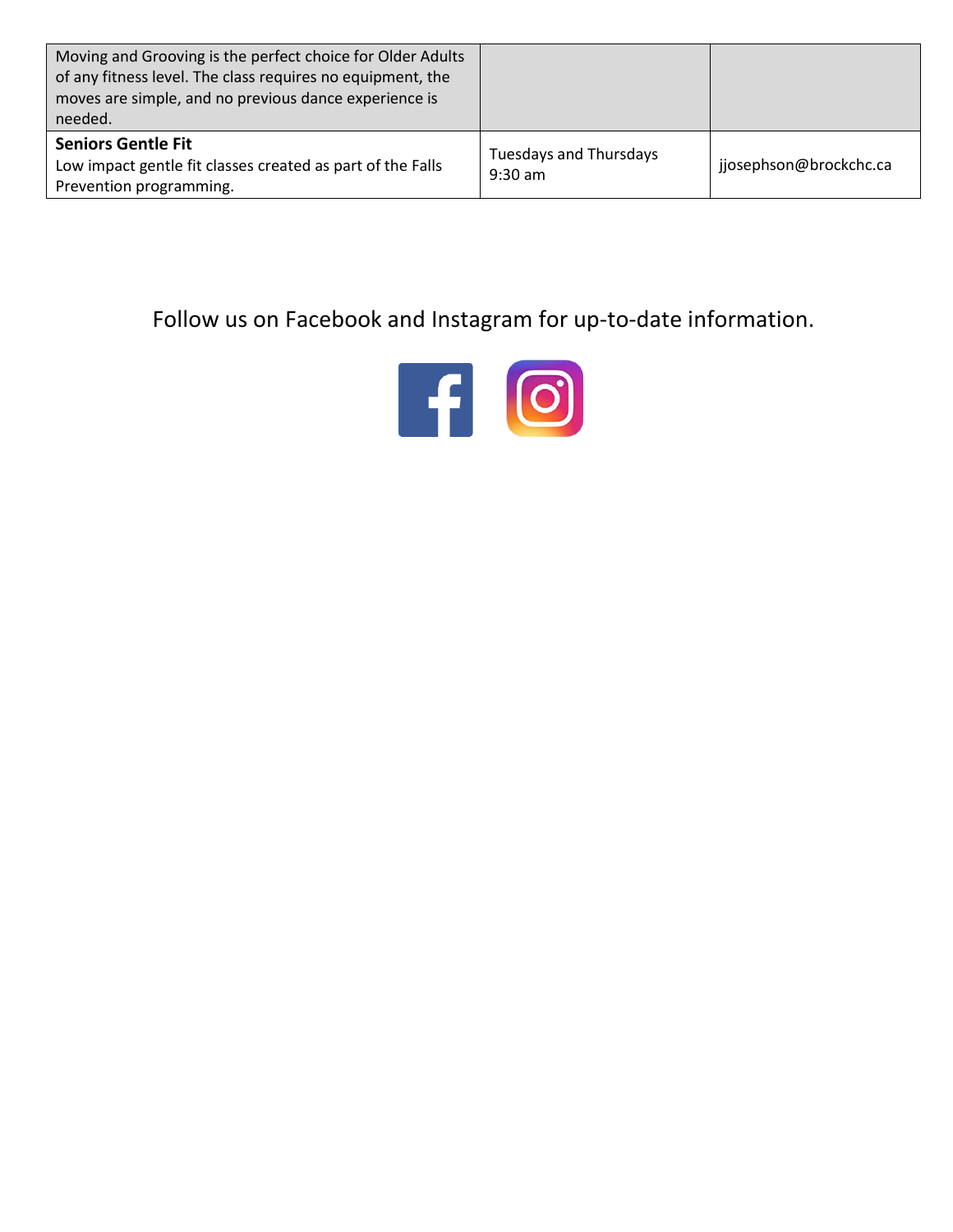| | | |
|---|---|---|
| Moving and Grooving is the perfect choice for Older Adults of any fitness level. The class requires no equipment, the moves are simple, and no previous dance experience is needed. | | |
| **Seniors Gentle Fit**<br>Low impact gentle fit classes created as part of the Falls Prevention programming. | Tuesdays and Thursdays 9:30 am | jjosephson@brockchc.ca |

Follow us on Facebook and Instagram for up-to-date information.